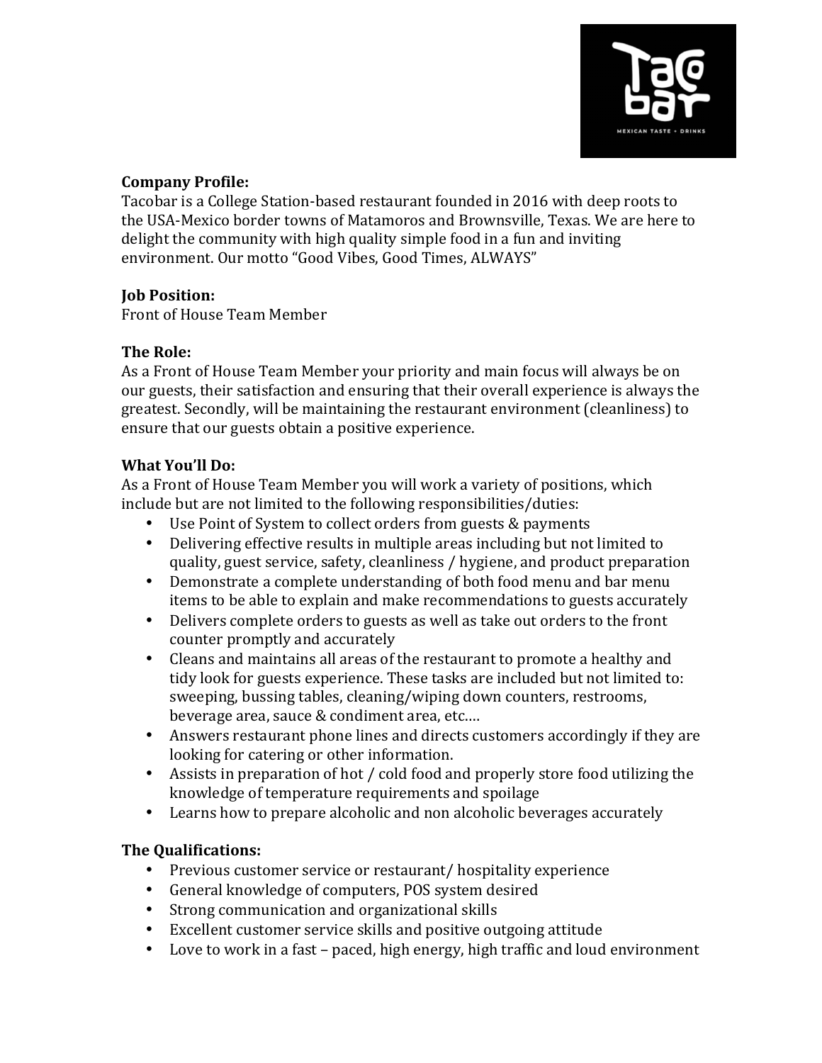**Company Profile:**
Tacobar is a College Station-based restaurant founded in 2016 with deep roots to the USA-Mexico border towns of Matamoros and Brownsville, Texas. We are here to delight the community with high quality simple food in a fun and inviting environment. Our motto "Good Vibes, Good Times, ALWAYS"

**Job Position:**
Front of House Team Member

**The Role:**
As a Front of House Team Member your priority and main focus will always be on our guests, their satisfaction and ensuring that their overall experience is always the greatest. Secondly, will be maintaining the restaurant environment (cleanliness) to ensure that our guests obtain a positive experience.

**What You'll Do:**
As a Front of House Team Member you will work a variety of positions, which include but are not limited to the following responsibilities/duties:

- Use Point of System to collect orders from guests & payments
- Delivering effective results in multiple areas including but not limited to quality, guest service, safety, cleanliness / hygiene, and product preparation
- Demonstrate a complete understanding of both food menu and bar menu items to be able to explain and make recommendations to guests accurately
- Delivers complete orders to guests as well as take out orders to the front counter promptly and accurately
- Cleans and maintains all areas of the restaurant to promote a healthy and tidy look for guests experience. These tasks are included but not limited to: sweeping, bussing tables, cleaning/wiping down counters, restrooms, beverage area, sauce & condiment area, etc.…
- Answers restaurant phone lines and directs customers accordingly if they are looking for catering or other information.
- Assists in preparation of hot / cold food and properly store food utilizing the knowledge of temperature requirements and spoilage
- Learns how to prepare alcoholic and non alcoholic beverages accurately

**The Qualifications:**

- Previous customer service or restaurant/ hospitality experience
- General knowledge of computers, POS system desired
- Strong communication and organizational skills
- Excellent customer service skills and positive outgoing attitude
- Love to work in a fast – paced, high energy, high traffic and loud environment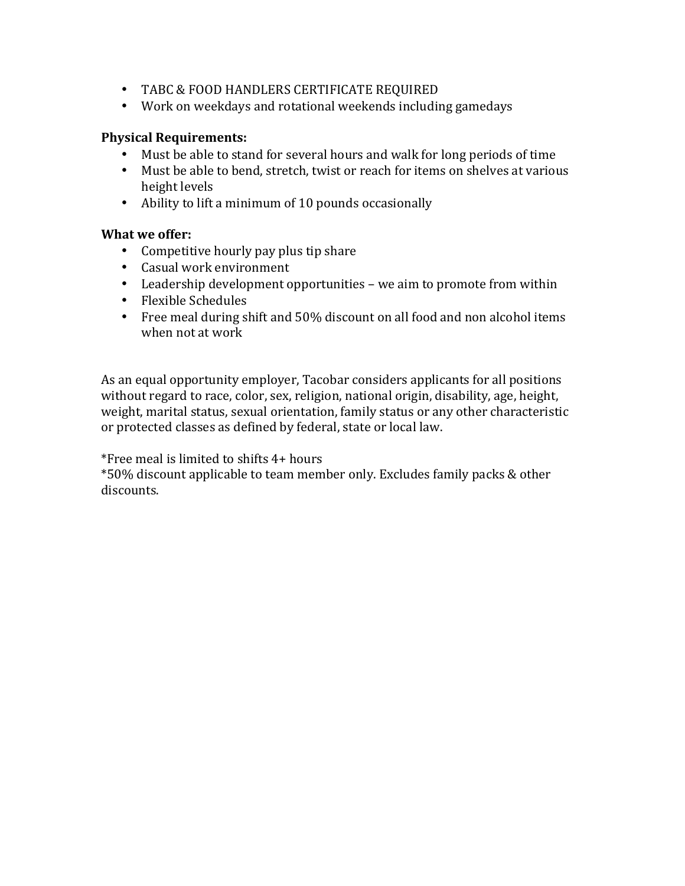- TABC & FOOD HANDLERS CERTIFICATE REQUIRED
- Work on weekdays and rotational weekends including gamedays

**Physical Requirements:**

- Must be able to stand for several hours and walk for long periods of time
- Must be able to bend, stretch, twist or reach for items on shelves at various height levels
- Ability to lift a minimum of 10 pounds occasionally

**What we offer:**

- Competitive hourly pay plus tip share
- Casual work environment
- Leadership development opportunities – we aim to promote from within
- Flexible Schedules
- Free meal during shift and 50% discount on all food and non alcohol items when not at work

As an equal opportunity employer, Tacobar considers applicants for all positions without regard to race, color, sex, religion, national origin, disability, age, height, weight, marital status, sexual orientation, family status or any other characteristic or protected classes as defined by federal, state or local law.

*Free meal is limited to shifts 4+ hours
*50% discount applicable to team member only. Excludes family packs & other discounts.